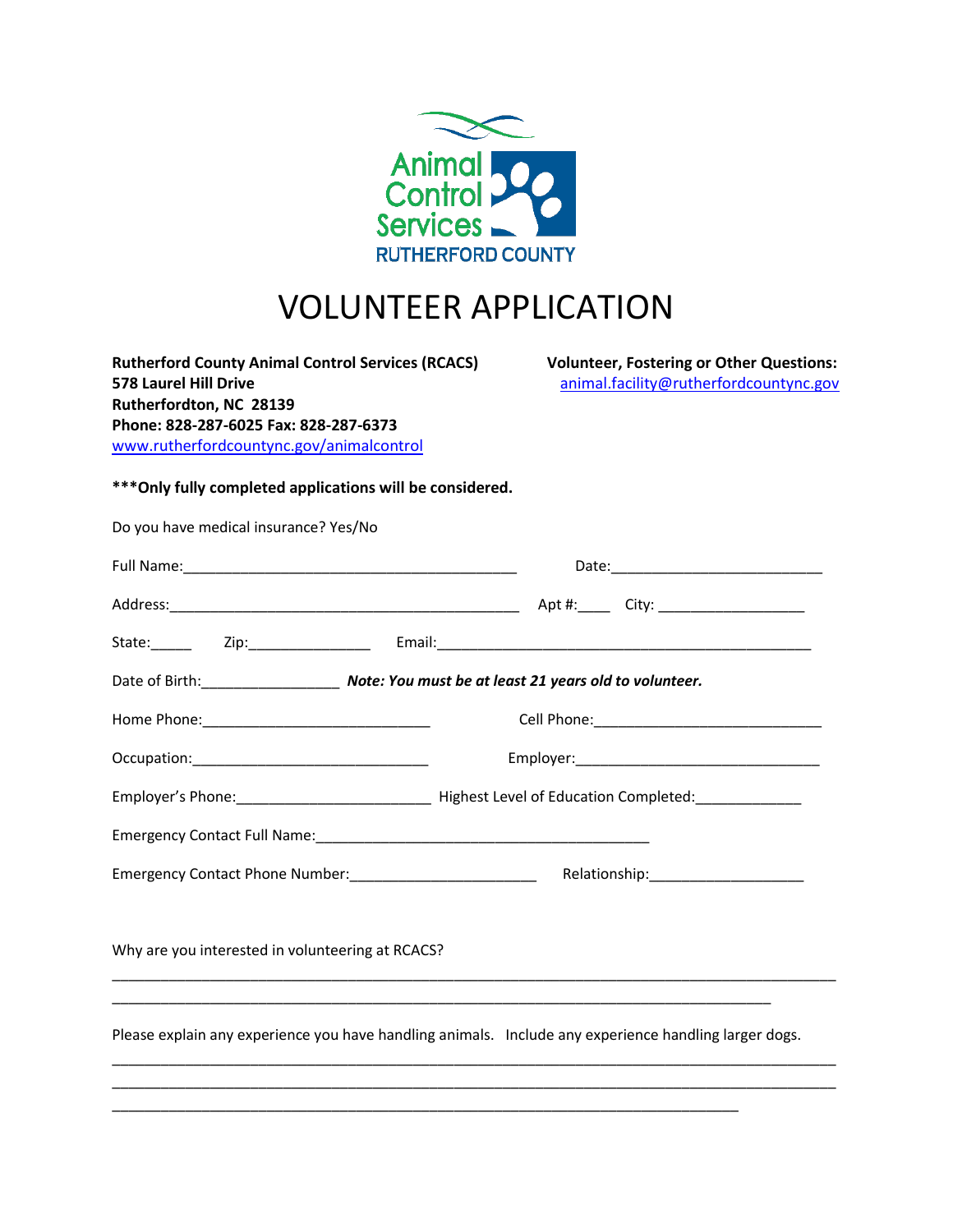Animal Control Services
RUTHERFORD COUNTY

# VOLUNTEER APPLICATION

**Rutherford County Animal Control Services (RCACS)**
**578 Laurel Hill Drive**
**Rutherfordton, NC 28139**
**Phone: 828-287-6025 Fax: 828-287-6373**
www.rutherfordcountync.gov/animalcontrol

**Volunteer, Fostering or Other Questions:**
animal.facility@rutherfordcountync.gov

**\*\*\*Only fully completed applications will be considered.**

Do you have medical insurance? Yes/No

Full Name:__________________________________________ Date:__________________________

Address:____________________________________________ Apt #:____ City: __________________

State:_____ Zip:_______________ Email:______________________________________________

Date of Birth:_________________ ***Note: You must be at least 21 years old to volunteer.***

Home Phone:____________________________ Cell Phone:____________________________

Occupation:_____________________________ Employer:______________________________

Employer's Phone:_______________________ Highest Level of Education Completed:_____________

Emergency Contact Full Name:__________________________________________

Emergency Contact Phone Number:_______________________ Relationship:___________________

Why are you interested in volunteering at RCACS?

_____________________________________________________________________________________

_____________________________________________________________________________________

Please explain any experience you have handling animals. Include any experience handling larger dogs.

_____________________________________________________________________________________

_____________________________________________________________________________________

_____________________________________________________________________________________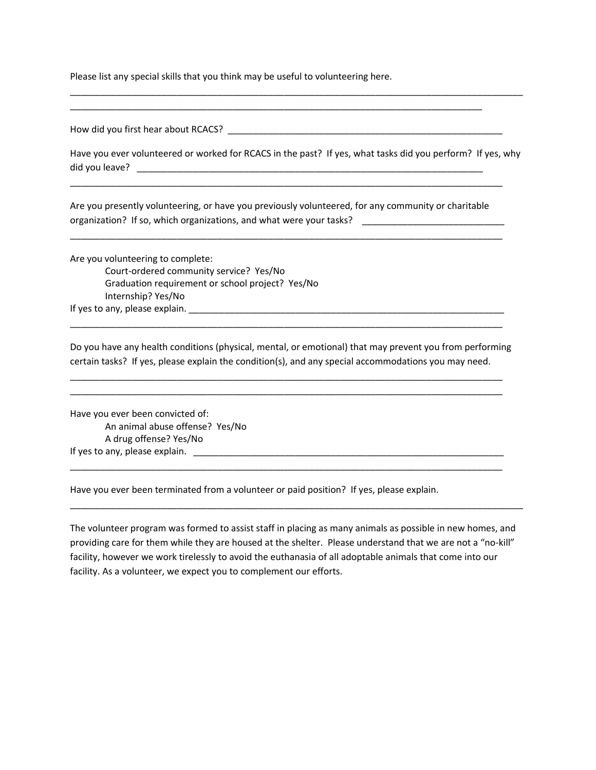Please list any special skills that you think may be useful to volunteering here.

__________________________________________________________________________________________

________________________________________________________________________________

How did you first hear about RCACS? _____________________________________________________

Have you ever volunteered or worked for RCACS in the past? If yes, what tasks did you perform? If yes, why did you leave? _______________________________________________________________________

_________________________________________________________________________________________

Are you presently volunteering, or have you previously volunteered, for any community or charitable organization? If so, which organizations, and what were your tasks? ___________________________

_________________________________________________________________________________________

Are you volunteering to complete:

- Court-ordered community service? Yes/No
- Graduation requirement or school project? Yes/No
- Internship? Yes/No

If yes to any, please explain. ________________________________________________________________

_________________________________________________________________________________________

Do you have any health conditions (physical, mental, or emotional) that may prevent you from performing certain tasks? If yes, please explain the condition(s), and any special accommodations you may need.

_________________________________________________________________________________________

_________________________________________________________________________________________

Have you ever been convicted of:

- An animal abuse offense? Yes/No
- A drug offense? Yes/No

If yes to any, please explain. ________________________________________________________________

_________________________________________________________________________________________

Have you ever been terminated from a volunteer or paid position? If yes, please explain.

__________________________________________________________________________________________

The volunteer program was formed to assist staff in placing as many animals as possible in new homes, and providing care for them while they are housed at the shelter. Please understand that we are not a "no-kill" facility, however we work tirelessly to avoid the euthanasia of all adoptable animals that come into our facility. As a volunteer, we expect you to complement our efforts.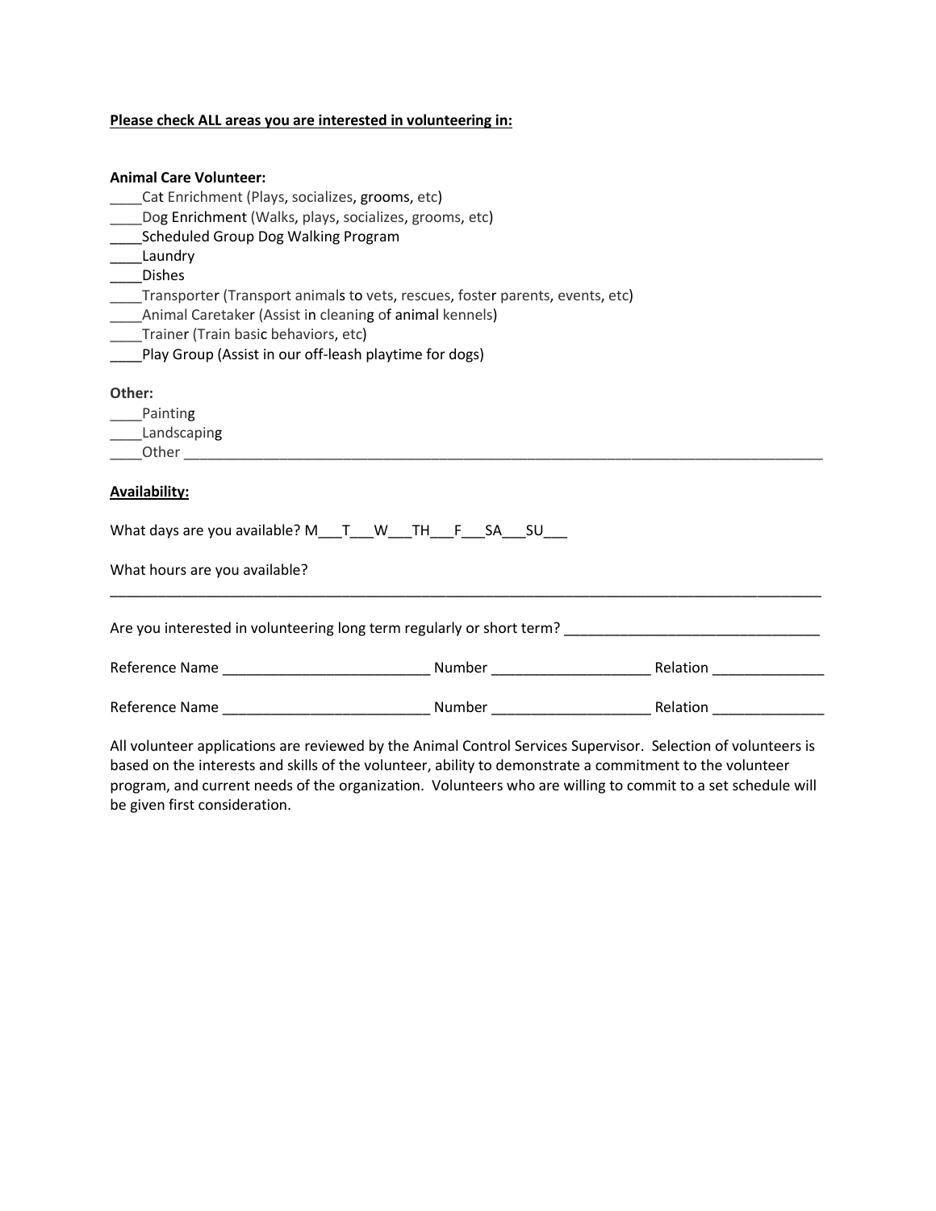**Please check ALL areas you are interested in volunteering in:**

**Animal Care Volunteer:**

____Cat Enrichment (Plays, socializes, grooms, etc)
____Dog Enrichment (Walks, plays, socializes, grooms, etc)
____Scheduled Group Dog Walking Program
____Laundry
____Dishes
____Transporter (Transport animals to vets, rescues, foster parents, events, etc)
____Animal Caretaker (Assist in cleaning of animal kennels)
____Trainer (Train basic behaviors, etc)
____Play Group (Assist in our off-leash playtime for dogs)

**Other:**

____Painting
____Landscaping
____Other ________________________________________________________________________________

**Availability:**

What days are you available? M___T___W___TH___F___SA___SU___

What hours are you available?

___________________________________________________________________________________________

Are you interested in volunteering long term regularly or short term? ________________________________

Reference Name __________________________ Number ____________________ Relation ______________

Reference Name __________________________ Number ____________________ Relation ______________

All volunteer applications are reviewed by the Animal Control Services Supervisor. Selection of volunteers is based on the interests and skills of the volunteer, ability to demonstrate a commitment to the volunteer program, and current needs of the organization. Volunteers who are willing to commit to a set schedule will be given first consideration.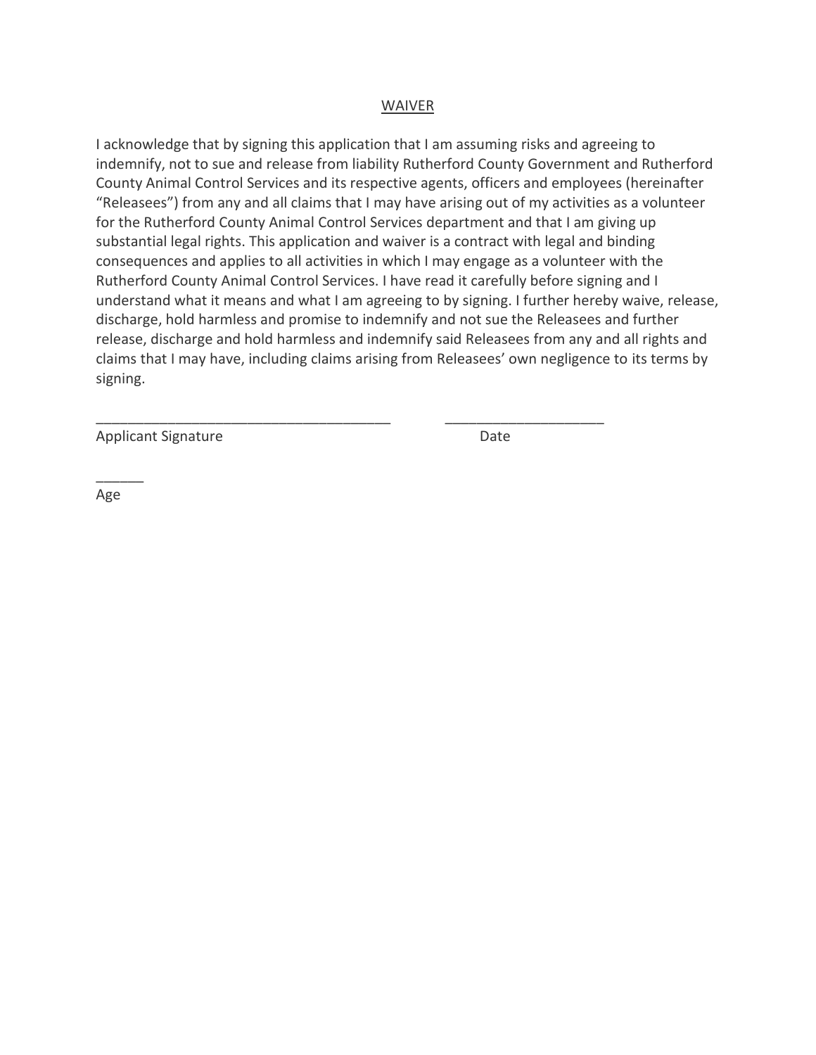## WAIVER

I acknowledge that by signing this application that I am assuming risks and agreeing to indemnify, not to sue and release from liability Rutherford County Government and Rutherford County Animal Control Services and its respective agents, officers and employees (hereinafter "Releasees") from any and all claims that I may have arising out of my activities as a volunteer for the Rutherford County Animal Control Services department and that I am giving up substantial legal rights. This application and waiver is a contract with legal and binding consequences and applies to all activities in which I may engage as a volunteer with the Rutherford County Animal Control Services. I have read it carefully before signing and I understand what it means and what I am agreeing to by signing. I further hereby waive, release, discharge, hold harmless and promise to indemnify and not sue the Releasees and further release, discharge and hold harmless and indemnify said Releasees from any and all rights and claims that I may have, including claims arising from Releasees' own negligence to its terms by signing.

_____________________________________ ____________________

Applicant Signature Date

______

Age